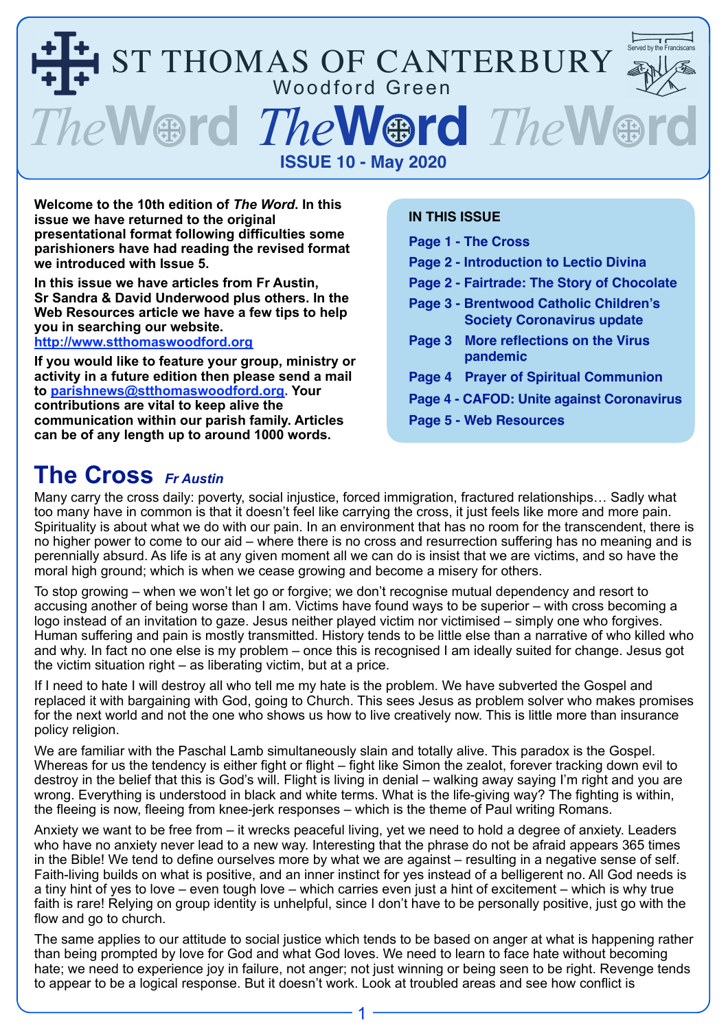# ST THOMAS OF CANTERBURY

Woodford Green

Served by the Franciscans

# The Word

**ISSUE 10 - May 2020**

**Welcome to the 10th edition of *The Word*. In this issue we have returned to the original presentational format following difficulties some parishioners have had reading the revised format we introduced with Issue 5.**

**In this issue we have articles from Fr Austin, Sr Sandra & David Underwood plus others. In the Web Resources article we have a few tips to help you in searching our website. http://www.stthomaswoodford.org**

**If you would like to feature your group, ministry or activity in a future edition then please send a mail to parishnews@stthomaswoodford.org. Your contributions are vital to keep alive the communication within our parish family. Articles can be of any length up to around 1000 words.**

**IN THIS ISSUE**

- Page 1 - The Cross
- Page 2 - Introduction to Lectio Divina
- Page 2 - Fairtrade: The Story of Chocolate
- Page 3 - Brentwood Catholic Children's Society Coronavirus update
- Page 3 More reflections on the Virus pandemic
- Page 4 Prayer of Spiritual Communion
- Page 4 - CAFOD: Unite against Coronavirus
- Page 5 - Web Resources

## The Cross *Fr Austin*

Many carry the cross daily: poverty, social injustice, forced immigration, fractured relationships… Sadly what too many have in common is that it doesn't feel like carrying the cross, it just feels like more and more pain. Spirituality is about what we do with our pain. In an environment that has no room for the transcendent, there is no higher power to come to our aid – where there is no cross and resurrection suffering has no meaning and is perennially absurd. As life is at any given moment all we can do is insist that we are victims, and so have the moral high ground; which is when we cease growing and become a misery for others.

To stop growing – when we won't let go or forgive; we don't recognise mutual dependency and resort to accusing another of being worse than I am. Victims have found ways to be superior – with cross becoming a logo instead of an invitation to gaze. Jesus neither played victim nor victimised – simply one who forgives. Human suffering and pain is mostly transmitted. History tends to be little else than a narrative of who killed who and why. In fact no one else is my problem – once this is recognised I am ideally suited for change. Jesus got the victim situation right – as liberating victim, but at a price.

If I need to hate I will destroy all who tell me my hate is the problem. We have subverted the Gospel and replaced it with bargaining with God, going to Church. This sees Jesus as problem solver who makes promises for the next world and not the one who shows us how to live creatively now. This is little more than insurance policy religion.

We are familiar with the Paschal Lamb simultaneously slain and totally alive. This paradox is the Gospel. Whereas for us the tendency is either fight or flight – fight like Simon the zealot, forever tracking down evil to destroy in the belief that this is God's will. Flight is living in denial – walking away saying I'm right and you are wrong. Everything is understood in black and white terms. What is the life-giving way? The fighting is within, the fleeing is now, fleeing from knee-jerk responses – which is the theme of Paul writing Romans.

Anxiety we want to be free from – it wrecks peaceful living, yet we need to hold a degree of anxiety. Leaders who have no anxiety never lead to a new way. Interesting that the phrase do not be afraid appears 365 times in the Bible! We tend to define ourselves more by what we are against – resulting in a negative sense of self. Faith-living builds on what is positive, and an inner instinct for yes instead of a belligerent no. All God needs is a tiny hint of yes to love – even tough love – which carries even just a hint of excitement – which is why true faith is rare! Relying on group identity is unhelpful, since I don't have to be personally positive, just go with the flow and go to church.

The same applies to our attitude to social justice which tends to be based on anger at what is happening rather than being prompted by love for God and what God loves. We need to learn to face hate without becoming hate; we need to experience joy in failure, not anger; not just winning or being seen to be right. Revenge tends to appear to be a logical response. But it doesn't work. Look at troubled areas and see how conflict is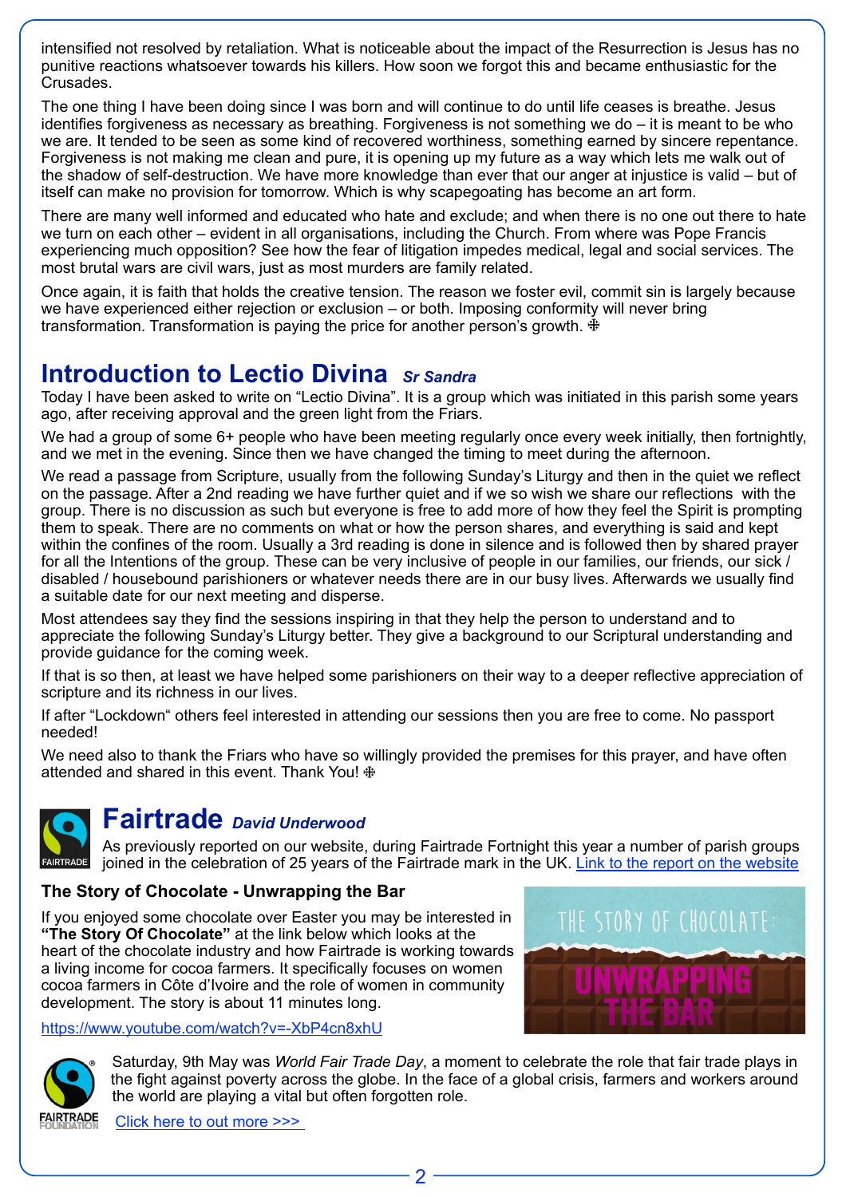intensified not resolved by retaliation. What is noticeable about the impact of the Resurrection is Jesus has no punitive reactions whatsoever towards his killers. How soon we forgot this and became enthusiastic for the Crusades.

The one thing I have been doing since I was born and will continue to do until life ceases is breathe. Jesus identifies forgiveness as necessary as breathing. Forgiveness is not something we do – it is meant to be who we are. It tended to be seen as some kind of recovered worthiness, something earned by sincere repentance. Forgiveness is not making me clean and pure, it is opening up my future as a way which lets me walk out of the shadow of self-destruction. We have more knowledge than ever that our anger at injustice is valid – but of itself can make no provision for tomorrow. Which is why scapegoating has become an art form.

There are many well informed and educated who hate and exclude; and when there is no one out there to hate we turn on each other – evident in all organisations, including the Church. From where was Pope Francis experiencing much opposition? See how the fear of litigation impedes medical, legal and social services. The most brutal wars are civil wars, just as most murders are family related.

Once again, it is faith that holds the creative tension. The reason we foster evil, commit sin is largely because we have experienced either rejection or exclusion – or both. Imposing conformity will never bring transformation. Transformation is paying the price for another person's growth. ❉

## Introduction to Lectio Divina *Sr Sandra*

Today I have been asked to write on "Lectio Divina". It is a group which was initiated in this parish some years ago, after receiving approval and the green light from the Friars.

We had a group of some 6+ people who have been meeting regularly once every week initially, then fortnightly, and we met in the evening. Since then we have changed the timing to meet during the afternoon.

We read a passage from Scripture, usually from the following Sunday's Liturgy and then in the quiet we reflect on the passage. After a 2nd reading we have further quiet and if we so wish we share our reflections with the group. There is no discussion as such but everyone is free to add more of how they feel the Spirit is prompting them to speak. There are no comments on what or how the person shares, and everything is said and kept within the confines of the room. Usually a 3rd reading is done in silence and is followed then by shared prayer for all the Intentions of the group. These can be very inclusive of people in our families, our friends, our sick / disabled / housebound parishioners or whatever needs there are in our busy lives. Afterwards we usually find a suitable date for our next meeting and disperse.

Most attendees say they find the sessions inspiring in that they help the person to understand and to appreciate the following Sunday's Liturgy better. They give a background to our Scriptural understanding and provide guidance for the coming week.

If that is so then, at least we have helped some parishioners on their way to a deeper reflective appreciation of scripture and its richness in our lives.

If after "Lockdown" others feel interested in attending our sessions then you are free to come. No passport needed!

We need also to thank the Friars who have so willingly provided the premises for this prayer, and have often attended and shared in this event. Thank You! ❉

## Fairtrade *David Underwood*

As previously reported on our website, during Fairtrade Fortnight this year a number of parish groups joined in the celebration of 25 years of the Fairtrade mark in the UK. [Link to the report on the website]

### The Story of Chocolate - Unwrapping the Bar

If you enjoyed some chocolate over Easter you may be interested in **"The Story Of Chocolate"** at the link below which looks at the heart of the chocolate industry and how Fairtrade is working towards a living income for cocoa farmers. It specifically focuses on women cocoa farmers in Côte d'Ivoire and the role of women in community development. The story is about 11 minutes long.

https://www.youtube.com/watch?v=-XbP4cn8xhU

Saturday, 9th May was *World Fair Trade Day*, a moment to celebrate the role that fair trade plays in the fight against poverty across the globe. In the face of a global crisis, farmers and workers around the world are playing a vital but often forgotten role.

[Click here to out more >>>]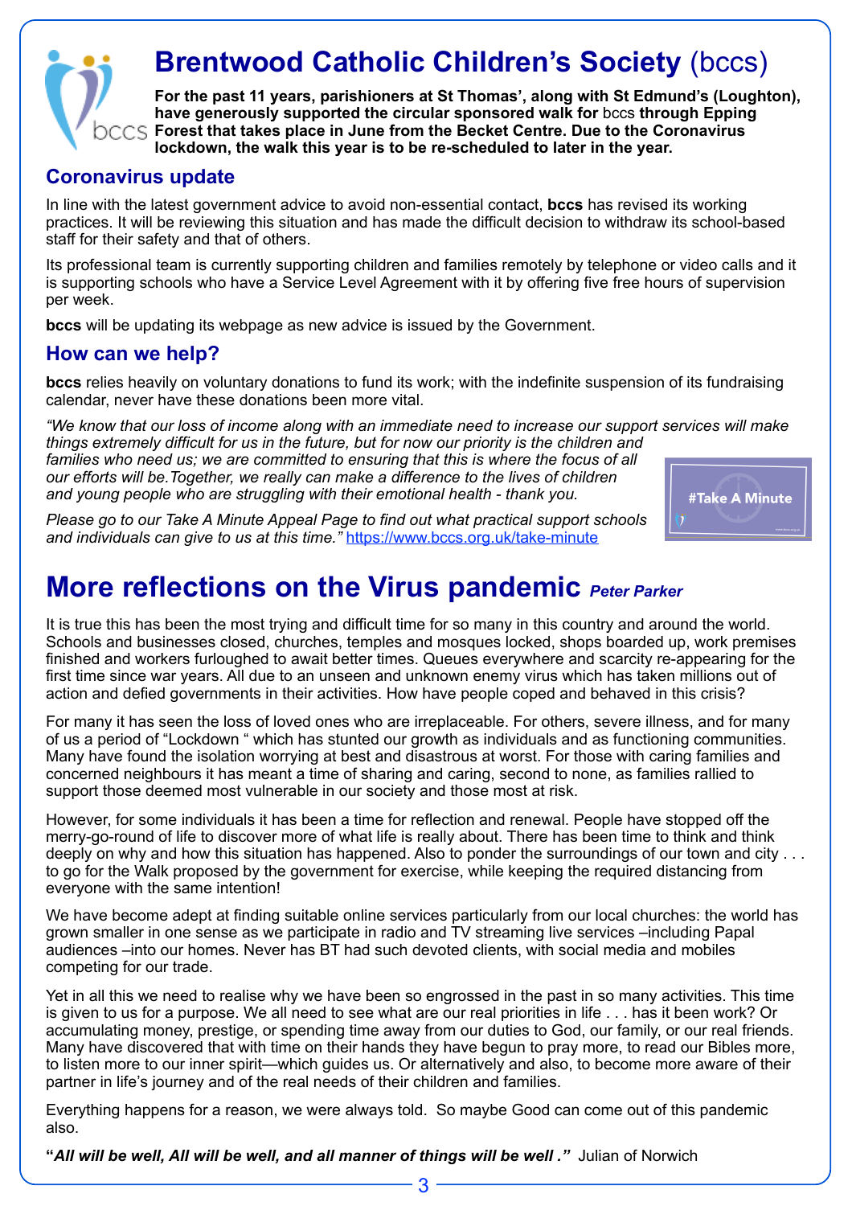# Brentwood Catholic Children's Society (bccs)

**For the past 11 years, parishioners at St Thomas', along with St Edmund's (Loughton), have generously supported the circular sponsored walk for** bccs **through Epping Forest that takes place in June from the Becket Centre. Due to the Coronavirus lockdown, the walk this year is to be re-scheduled to later in the year.**

## Coronavirus update

In line with the latest government advice to avoid non-essential contact, **bccs** has revised its working practices. It will be reviewing this situation and has made the difficult decision to withdraw its school-based staff for their safety and that of others.

Its professional team is currently supporting children and families remotely by telephone or video calls and it is supporting schools who have a Service Level Agreement with it by offering five free hours of supervision per week.

**bccs** will be updating its webpage as new advice is issued by the Government.

## How can we help?

**bccs** relies heavily on voluntary donations to fund its work; with the indefinite suspension of its fundraising calendar, never have these donations been more vital.

*"We know that our loss of income along with an immediate need to increase our support services will make things extremely difficult for us in the future, but for now our priority is the children and families who need us; we are committed to ensuring that this is where the focus of all our efforts will be.Together, we really can make a difference to the lives of children and young people who are struggling with their emotional health - thank you.*

*Please go to our Take A Minute Appeal Page to find out what practical support schools and individuals can give to us at this time."* https://www.bccs.org.uk/take-minute

#Take A Minute

# More reflections on the Virus pandemic *Peter Parker*

It is true this has been the most trying and difficult time for so many in this country and around the world. Schools and businesses closed, churches, temples and mosques locked, shops boarded up, work premises finished and workers furloughed to await better times. Queues everywhere and scarcity re-appearing for the first time since war years. All due to an unseen and unknown enemy virus which has taken millions out of action and defied governments in their activities. How have people coped and behaved in this crisis?

For many it has seen the loss of loved ones who are irreplaceable. For others, severe illness, and for many of us a period of "Lockdown " which has stunted our growth as individuals and as functioning communities. Many have found the isolation worrying at best and disastrous at worst. For those with caring families and concerned neighbours it has meant a time of sharing and caring, second to none, as families rallied to support those deemed most vulnerable in our society and those most at risk.

However, for some individuals it has been a time for reflection and renewal. People have stopped off the merry-go-round of life to discover more of what life is really about. There has been time to think and think deeply on why and how this situation has happened. Also to ponder the surroundings of our town and city . . . to go for the Walk proposed by the government for exercise, while keeping the required distancing from everyone with the same intention!

We have become adept at finding suitable online services particularly from our local churches: the world has grown smaller in one sense as we participate in radio and TV streaming live services –including Papal audiences –into our homes. Never has BT had such devoted clients, with social media and mobiles competing for our trade.

Yet in all this we need to realise why we have been so engrossed in the past in so many activities. This time is given to us for a purpose. We all need to see what are our real priorities in life . . . has it been work? Or accumulating money, prestige, or spending time away from our duties to God, our family, or our real friends. Many have discovered that with time on their hands they have begun to pray more, to read our Bibles more, to listen more to our inner spirit—which guides us. Or alternatively and also, to become more aware of their partner in life's journey and of the real needs of their children and families.

Everything happens for a reason, we were always told. So maybe Good can come out of this pandemic also.

**"*All will be well, All will be well, and all manner of things will be well ."*** Julian of Norwich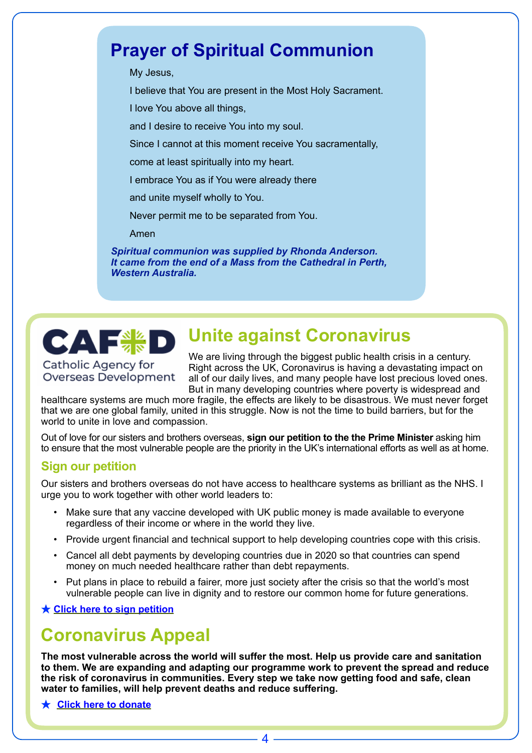# Prayer of Spiritual Communion

My Jesus,

I believe that You are present in the Most Holy Sacrament.

I love You above all things,

and I desire to receive You into my soul.

Since I cannot at this moment receive You sacramentally,

come at least spiritually into my heart.

I embrace You as if You were already there

and unite myself wholly to You.

Never permit me to be separated from You.

Amen

***Spiritual communion was supplied by Rhonda Anderson. It came from the end of a Mass from the Cathedral in Perth, Western Australia.***

CAFOD
Catholic Agency for Overseas Development

# Unite against Coronavirus

We are living through the biggest public health crisis in a century. Right across the UK, Coronavirus is having a devastating impact on all of our daily lives, and many people have lost precious loved ones. But in many developing countries where poverty is widespread and healthcare systems are much more fragile, the effects are likely to be disastrous. We must never forget that we are one global family, united in this struggle. Now is not the time to build barriers, but for the world to unite in love and compassion.

Out of love for our sisters and brothers overseas, **sign our petition to the the Prime Minister** asking him to ensure that the most vulnerable people are the priority in the UK's international efforts as well as at home.

## Sign our petition

Our sisters and brothers overseas do not have access to healthcare systems as brilliant as the NHS. I urge you to work together with other world leaders to:

- Make sure that any vaccine developed with UK public money is made available to everyone regardless of their income or where in the world they live.
- Provide urgent financial and technical support to help developing countries cope with this crisis.
- Cancel all debt payments by developing countries due in 2020 so that countries can spend money on much needed healthcare rather than debt repayments.
- Put plans in place to rebuild a fairer, more just society after the crisis so that the world's most vulnerable people can live in dignity and to restore our common home for future generations.

★ **Click here to sign petition**

# Coronavirus Appeal

**The most vulnerable across the world will suffer the most. Help us provide care and sanitation to them. We are expanding and adapting our programme work to prevent the spread and reduce the risk of coronavirus in communities. Every step we take now getting food and safe, clean water to families, will help prevent deaths and reduce suffering.**

★ **Click here to donate**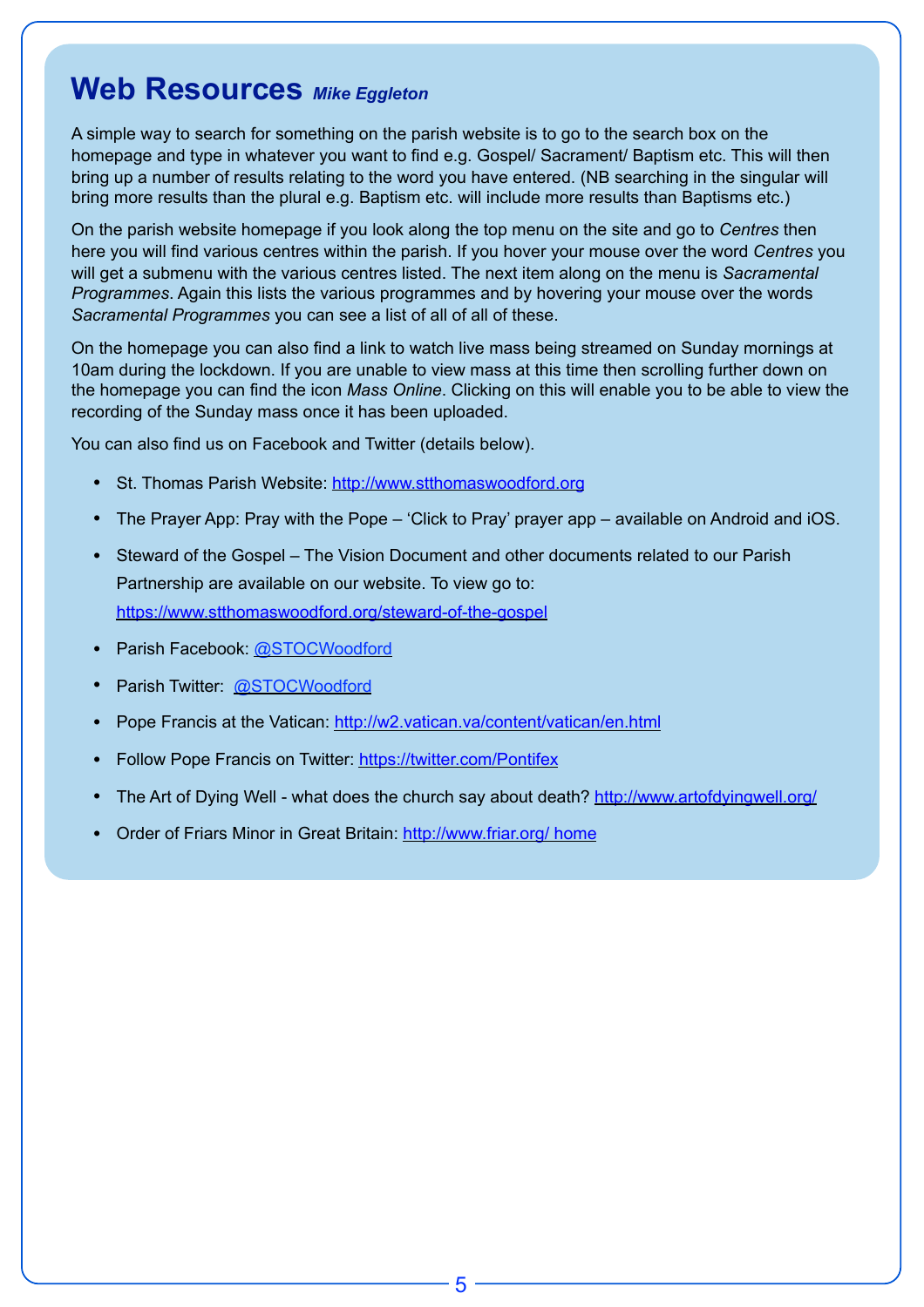# Web Resources *Mike Eggleton*

A simple way to search for something on the parish website is to go to the search box on the homepage and type in whatever you want to find e.g. Gospel/ Sacrament/ Baptism etc. This will then bring up a number of results relating to the word you have entered. (NB searching in the singular will bring more results than the plural e.g. Baptism etc. will include more results than Baptisms etc.)

On the parish website homepage if you look along the top menu on the site and go to *Centres* then here you will find various centres within the parish. If you hover your mouse over the word *Centres* you will get a submenu with the various centres listed. The next item along on the menu is *Sacramental Programmes*. Again this lists the various programmes and by hovering your mouse over the words *Sacramental Programmes* you can see a list of all of all of these.

On the homepage you can also find a link to watch live mass being streamed on Sunday mornings at 10am during the lockdown. If you are unable to view mass at this time then scrolling further down on the homepage you can find the icon *Mass Online*. Clicking on this will enable you to be able to view the recording of the Sunday mass once it has been uploaded.

You can also find us on Facebook and Twitter (details below).

- St. Thomas Parish Website: http://www.stthomaswoodford.org
- The Prayer App: Pray with the Pope – 'Click to Pray' prayer app – available on Android and iOS.
- Steward of the Gospel – The Vision Document and other documents related to our Parish Partnership are available on our website. To view go to: https://www.stthomaswoodford.org/steward-of-the-gospel
- Parish Facebook: @STOCWoodford
- Parish Twitter: @STOCWoodford
- Pope Francis at the Vatican: http://w2.vatican.va/content/vatican/en.html
- Follow Pope Francis on Twitter: https://twitter.com/Pontifex
- The Art of Dying Well - what does the church say about death? http://www.artofdyingwell.org/
- Order of Friars Minor in Great Britain: http://www.friar.org/ home